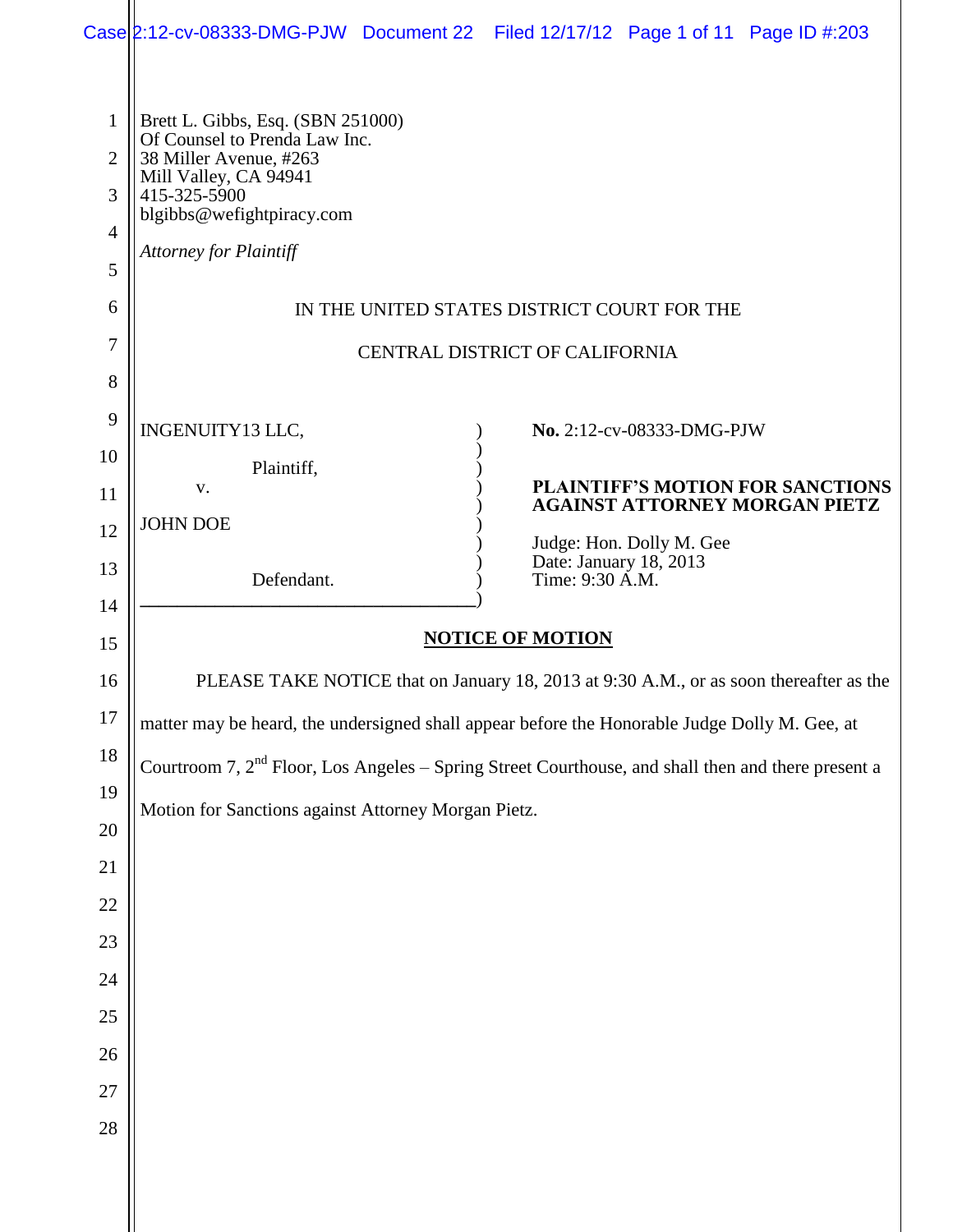Brett L. Gibbs, Esq. (SBN 251000)
Of Counsel to Prenda Law Inc.
38 Miller Avenue, #263
Mill Valley, CA 94941
415-325-5900
blgibbs@wefightpiracy.com

*Attorney for Plaintiff*

IN THE UNITED STATES DISTRICT COURT FOR THE

CENTRAL DISTRICT OF CALIFORNIA

| | |
|---|---|
| INGENUITY13 LLC,<br><br>Plaintiff,<br><br>v.<br><br>JOHN DOE<br><br>Defendant. | **No.** 2:12-cv-08333-DMG-PJW<br><br>**PLAINTIFF'S MOTION FOR SANCTIONS AGAINST ATTORNEY MORGAN PIETZ**<br><br>Judge: Hon. Dolly M. Gee<br>Date: January 18, 2013<br>Time: 9:30 A.M. |

**NOTICE OF MOTION**

PLEASE TAKE NOTICE that on January 18, 2013 at 9:30 A.M., or as soon thereafter as the matter may be heard, the undersigned shall appear before the Honorable Judge Dolly M. Gee, at Courtroom 7, 2nd Floor, Los Angeles – Spring Street Courthouse, and shall then and there present a Motion for Sanctions against Attorney Morgan Pietz.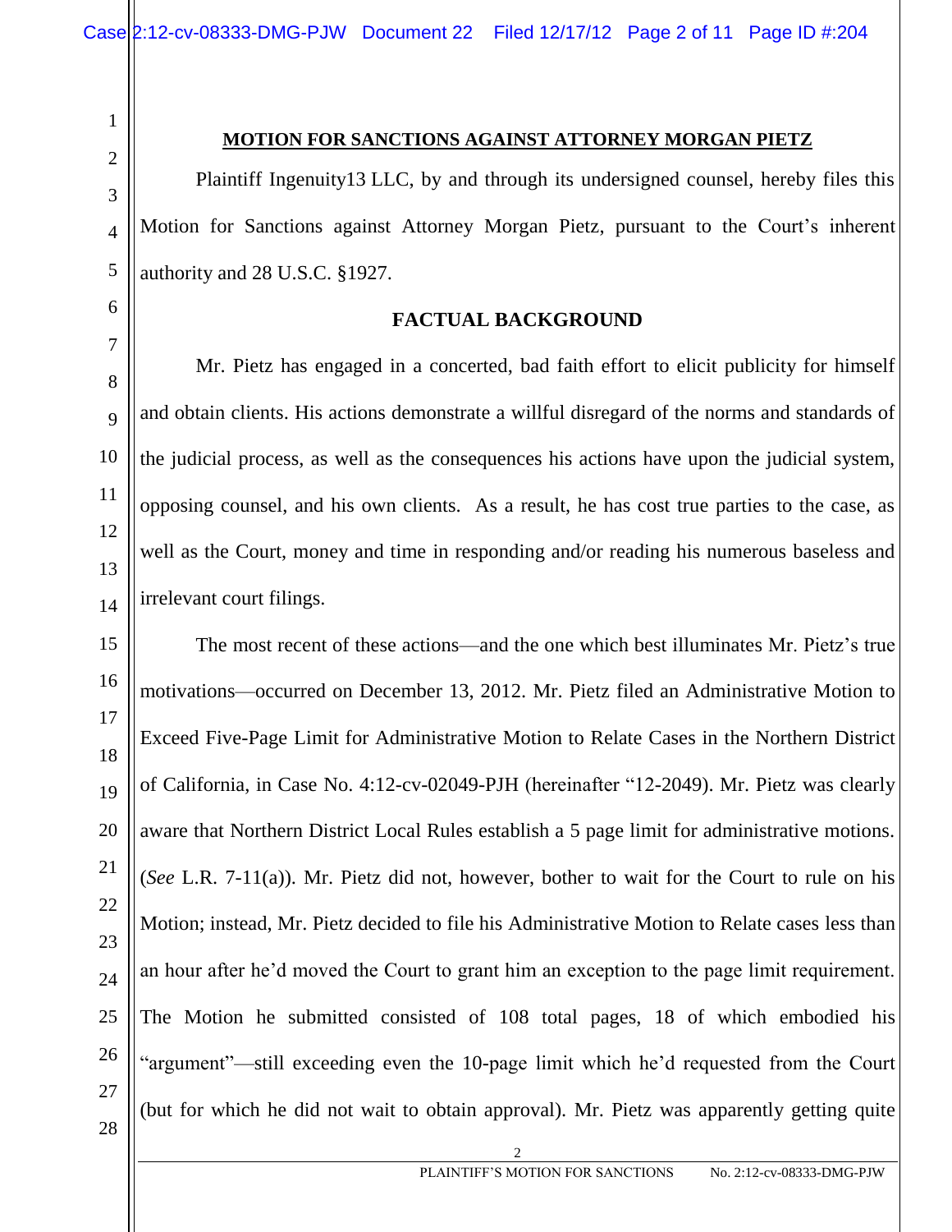**MOTION FOR SANCTIONS AGAINST ATTORNEY MORGAN PIETZ**

Plaintiff Ingenuity13 LLC, by and through its undersigned counsel, hereby files this Motion for Sanctions against Attorney Morgan Pietz, pursuant to the Court's inherent authority and 28 U.S.C. §1927.

**FACTUAL BACKGROUND**

Mr. Pietz has engaged in a concerted, bad faith effort to elicit publicity for himself and obtain clients. His actions demonstrate a willful disregard of the norms and standards of the judicial process, as well as the consequences his actions have upon the judicial system, opposing counsel, and his own clients. As a result, he has cost true parties to the case, as well as the Court, money and time in responding and/or reading his numerous baseless and irrelevant court filings.

The most recent of these actions—and the one which best illuminates Mr. Pietz's true motivations—occurred on December 13, 2012. Mr. Pietz filed an Administrative Motion to Exceed Five-Page Limit for Administrative Motion to Relate Cases in the Northern District of California, in Case No. 4:12-cv-02049-PJH (hereinafter "12-2049). Mr. Pietz was clearly aware that Northern District Local Rules establish a 5 page limit for administrative motions. (*See* L.R. 7-11(a)). Mr. Pietz did not, however, bother to wait for the Court to rule on his Motion; instead, Mr. Pietz decided to file his Administrative Motion to Relate cases less than an hour after he'd moved the Court to grant him an exception to the page limit requirement. The Motion he submitted consisted of 108 total pages, 18 of which embodied his "argument"—still exceeding even the 10-page limit which he'd requested from the Court (but for which he did not wait to obtain approval). Mr. Pietz was apparently getting quite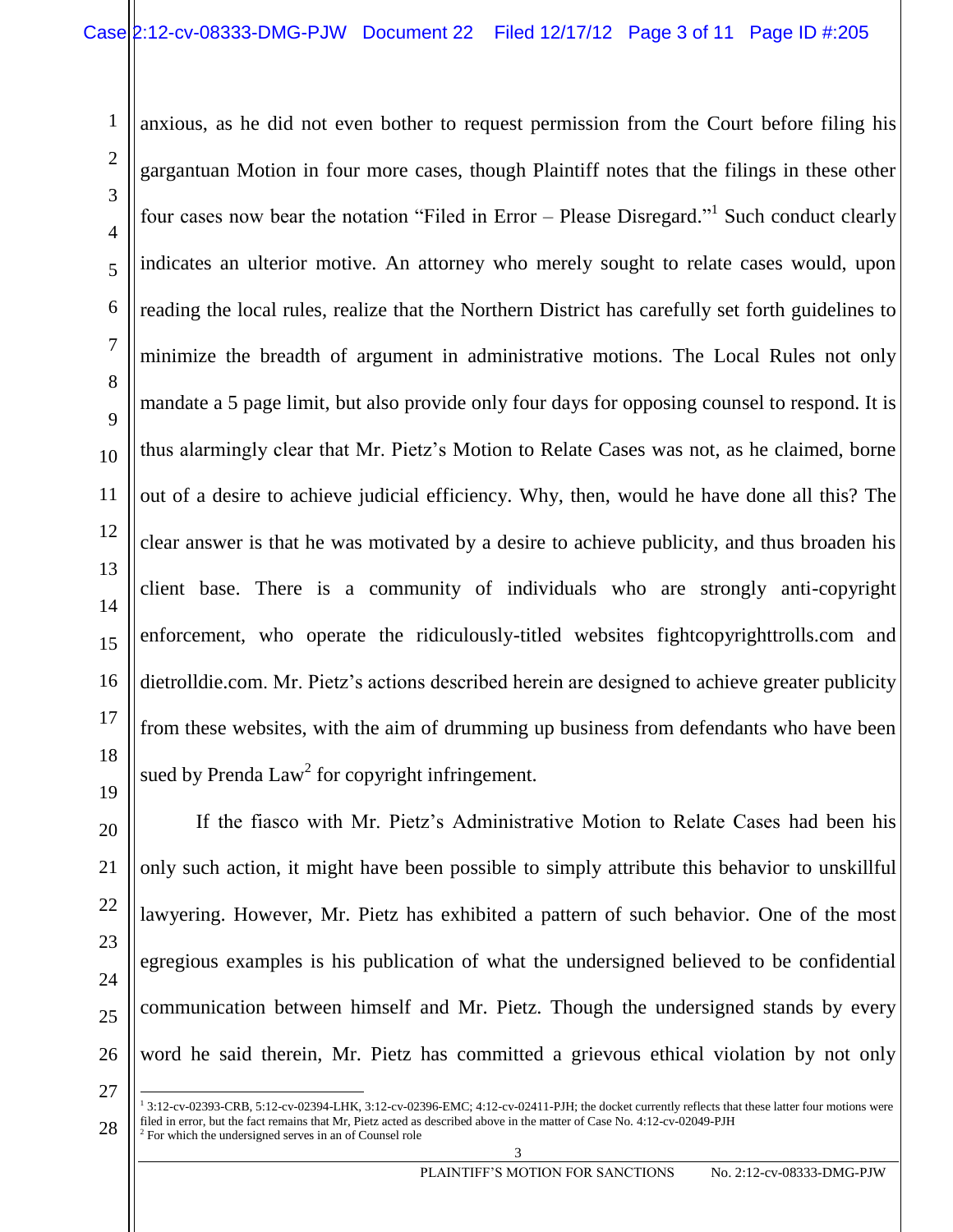anxious, as he did not even bother to request permission from the Court before filing his gargantuan Motion in four more cases, though Plaintiff notes that the filings in these other four cases now bear the notation "Filed in Error – Please Disregard."[1] Such conduct clearly indicates an ulterior motive. An attorney who merely sought to relate cases would, upon reading the local rules, realize that the Northern District has carefully set forth guidelines to minimize the breadth of argument in administrative motions. The Local Rules not only mandate a 5 page limit, but also provide only four days for opposing counsel to respond. It is thus alarmingly clear that Mr. Pietz's Motion to Relate Cases was not, as he claimed, borne out of a desire to achieve judicial efficiency. Why, then, would he have done all this? The clear answer is that he was motivated by a desire to achieve publicity, and thus broaden his client base. There is a community of individuals who are strongly anti-copyright enforcement, who operate the ridiculously-titled websites fightcopyrighttrolls.com and dietrolldie.com. Mr. Pietz's actions described herein are designed to achieve greater publicity from these websites, with the aim of drumming up business from defendants who have been sued by Prenda Law[2] for copyright infringement.

If the fiasco with Mr. Pietz's Administrative Motion to Relate Cases had been his only such action, it might have been possible to simply attribute this behavior to unskillful lawyering. However, Mr. Pietz has exhibited a pattern of such behavior. One of the most egregious examples is his publication of what the undersigned believed to be confidential communication between himself and Mr. Pietz. Though the undersigned stands by every word he said therein, Mr. Pietz has committed a grievous ethical violation by not only

---

[1] 3:12-cv-02393-CRB, 5:12-cv-02394-LHK, 3:12-cv-02396-EMC; 4:12-cv-02411-PJH; the docket currently reflects that these latter four motions were filed in error, but the fact remains that Mr, Pietz acted as described above in the matter of Case No. 4:12-cv-02049-PJH

[2] For which the undersigned serves in an of Counsel role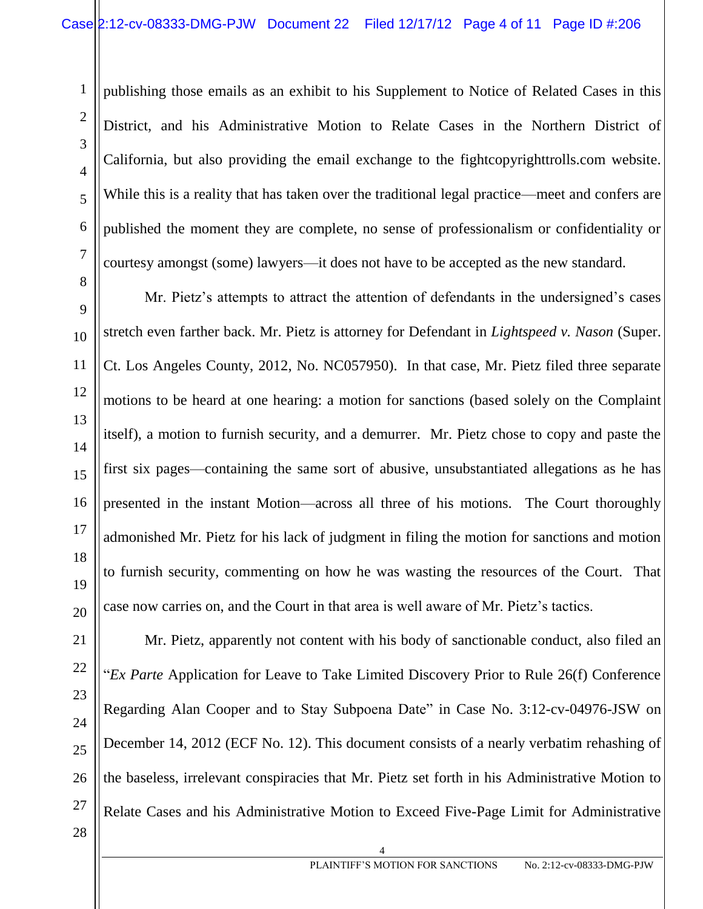publishing those emails as an exhibit to his Supplement to Notice of Related Cases in this District, and his Administrative Motion to Relate Cases in the Northern District of California, but also providing the email exchange to the fightcopyrighttrolls.com website. While this is a reality that has taken over the traditional legal practice—meet and confers are published the moment they are complete, no sense of professionalism or confidentiality or courtesy amongst (some) lawyers—it does not have to be accepted as the new standard.

Mr. Pietz's attempts to attract the attention of defendants in the undersigned's cases stretch even farther back. Mr. Pietz is attorney for Defendant in *Lightspeed v. Nason* (Super. Ct. Los Angeles County, 2012, No. NC057950). In that case, Mr. Pietz filed three separate motions to be heard at one hearing: a motion for sanctions (based solely on the Complaint itself), a motion to furnish security, and a demurrer. Mr. Pietz chose to copy and paste the first six pages—containing the same sort of abusive, unsubstantiated allegations as he has presented in the instant Motion—across all three of his motions. The Court thoroughly admonished Mr. Pietz for his lack of judgment in filing the motion for sanctions and motion to furnish security, commenting on how he was wasting the resources of the Court. That case now carries on, and the Court in that area is well aware of Mr. Pietz's tactics.

Mr. Pietz, apparently not content with his body of sanctionable conduct, also filed an "*Ex Parte* Application for Leave to Take Limited Discovery Prior to Rule 26(f) Conference Regarding Alan Cooper and to Stay Subpoena Date" in Case No. 3:12-cv-04976-JSW on December 14, 2012 (ECF No. 12). This document consists of a nearly verbatim rehashing of the baseless, irrelevant conspiracies that Mr. Pietz set forth in his Administrative Motion to Relate Cases and his Administrative Motion to Exceed Five-Page Limit for Administrative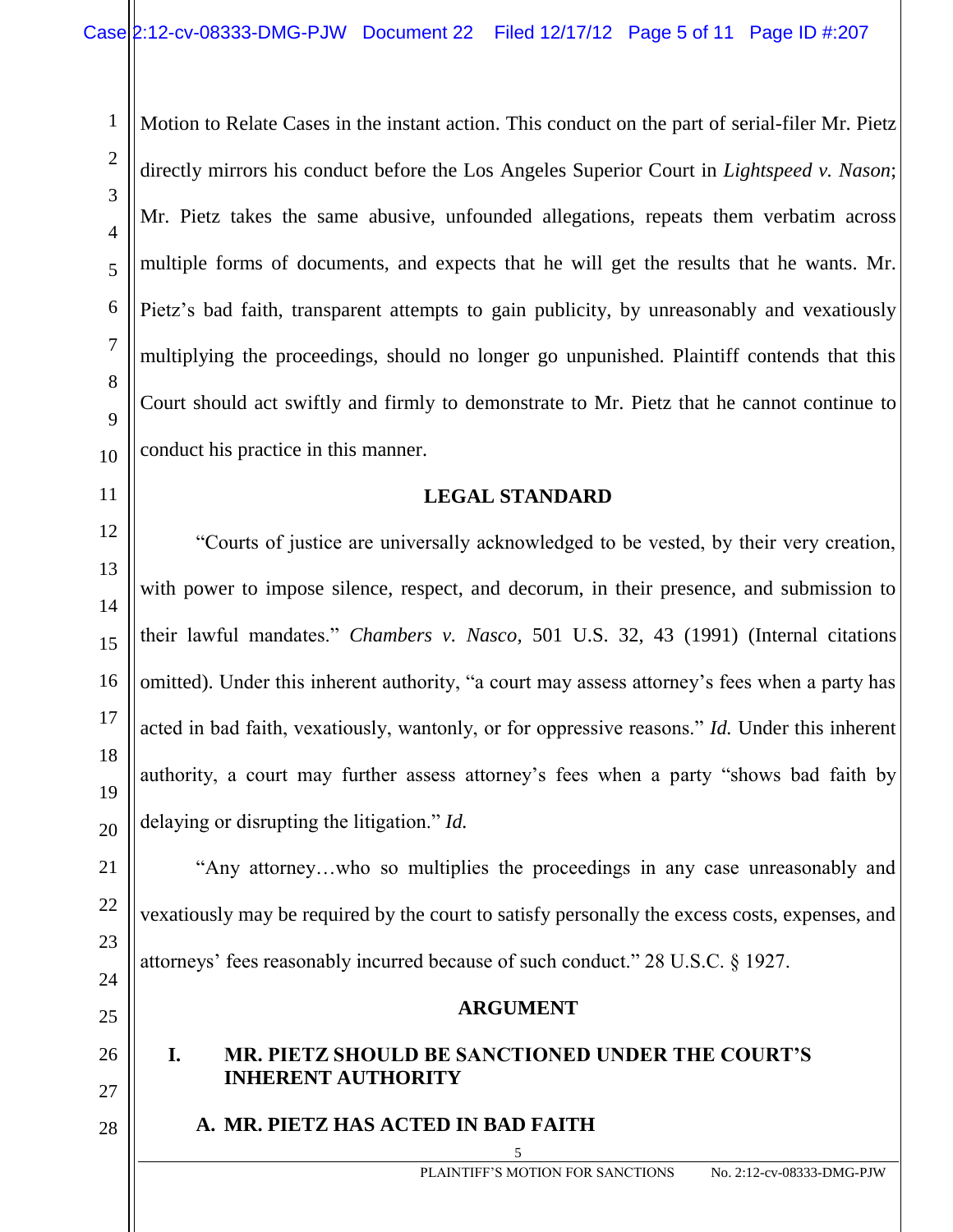Motion to Relate Cases in the instant action. This conduct on the part of serial-filer Mr. Pietz directly mirrors his conduct before the Los Angeles Superior Court in *Lightspeed v. Nason*; Mr. Pietz takes the same abusive, unfounded allegations, repeats them verbatim across multiple forms of documents, and expects that he will get the results that he wants. Mr. Pietz's bad faith, transparent attempts to gain publicity, by unreasonably and vexatiously multiplying the proceedings, should no longer go unpunished. Plaintiff contends that this Court should act swiftly and firmly to demonstrate to Mr. Pietz that he cannot continue to conduct his practice in this manner.

## LEGAL STANDARD

"Courts of justice are universally acknowledged to be vested, by their very creation, with power to impose silence, respect, and decorum, in their presence, and submission to their lawful mandates." *Chambers v. Nasco*, 501 U.S. 32, 43 (1991) (Internal citations omitted). Under this inherent authority, "a court may assess attorney's fees when a party has acted in bad faith, vexatiously, wantonly, or for oppressive reasons." *Id.* Under this inherent authority, a court may further assess attorney's fees when a party "shows bad faith by delaying or disrupting the litigation." *Id.*

"Any attorney…who so multiplies the proceedings in any case unreasonably and vexatiously may be required by the court to satisfy personally the excess costs, expenses, and attorneys' fees reasonably incurred because of such conduct." 28 U.S.C. § 1927.

## ARGUMENT

### I. MR. PIETZ SHOULD BE SANCTIONED UNDER THE COURT'S INHERENT AUTHORITY

#### A. MR. PIETZ HAS ACTED IN BAD FAITH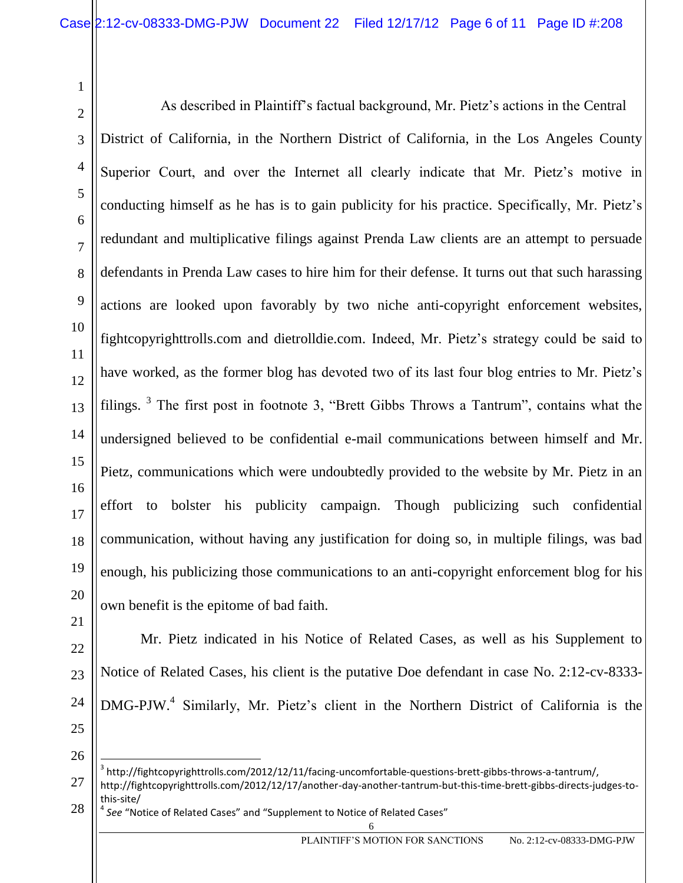As described in Plaintiff's factual background, Mr. Pietz's actions in the Central District of California, in the Northern District of California, in the Los Angeles County Superior Court, and over the Internet all clearly indicate that Mr. Pietz's motive in conducting himself as he has is to gain publicity for his practice. Specifically, Mr. Pietz's redundant and multiplicative filings against Prenda Law clients are an attempt to persuade defendants in Prenda Law cases to hire him for their defense. It turns out that such harassing actions are looked upon favorably by two niche anti-copyright enforcement websites, fightcopyrighttrolls.com and dietrolldie.com. Indeed, Mr. Pietz's strategy could be said to have worked, as the former blog has devoted two of its last four blog entries to Mr. Pietz's filings. [3] The first post in footnote 3, "Brett Gibbs Throws a Tantrum", contains what the undersigned believed to be confidential e-mail communications between himself and Mr. Pietz, communications which were undoubtedly provided to the website by Mr. Pietz in an effort to bolster his publicity campaign. Though publicizing such confidential communication, without having any justification for doing so, in multiple filings, was bad enough, his publicizing those communications to an anti-copyright enforcement blog for his own benefit is the epitome of bad faith.

Mr. Pietz indicated in his Notice of Related Cases, as well as his Supplement to Notice of Related Cases, his client is the putative Doe defendant in case No. 2:12-cv-8333-DMG-PJW.[4] Similarly, Mr. Pietz's client in the Northern District of California is the

---

[3] http://fightcopyrighttrolls.com/2012/12/11/facing-uncomfortable-questions-brett-gibbs-throws-a-tantrum/, http://fightcopyrighttrolls.com/2012/12/17/another-day-another-tantrum-but-this-time-brett-gibbs-directs-judges-to-this-site/

[4] *See* "Notice of Related Cases" and "Supplement to Notice of Related Cases"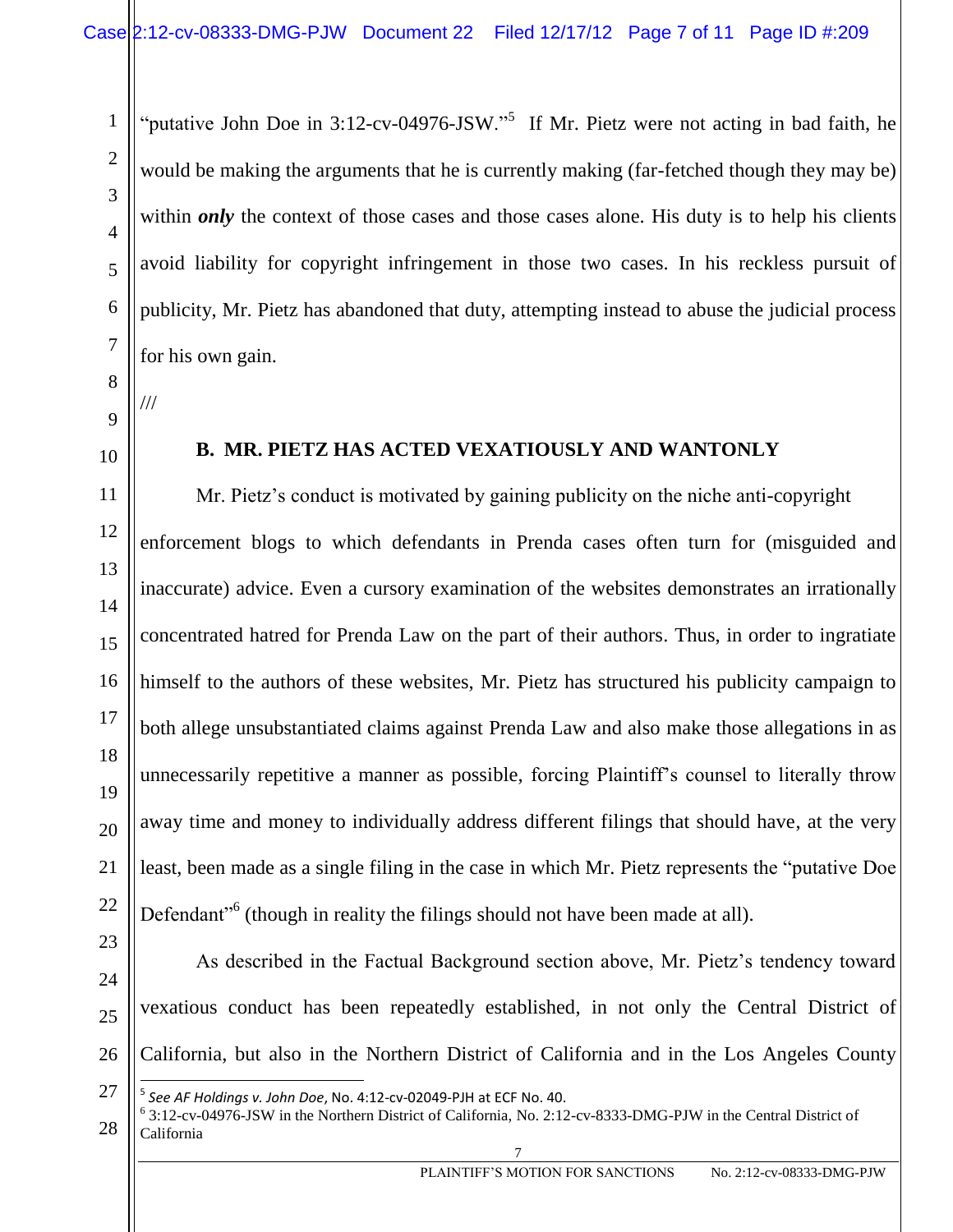"putative John Doe in 3:12-cv-04976-JSW."[5] If Mr. Pietz were not acting in bad faith, he would be making the arguments that he is currently making (far-fetched though they may be) within ***only*** the context of those cases and those cases alone. His duty is to help his clients avoid liability for copyright infringement in those two cases. In his reckless pursuit of publicity, Mr. Pietz has abandoned that duty, attempting instead to abuse the judicial process for his own gain.

///

### B. MR. PIETZ HAS ACTED VEXATIOUSLY AND WANTONLY

Mr. Pietz's conduct is motivated by gaining publicity on the niche anti-copyright enforcement blogs to which defendants in Prenda cases often turn for (misguided and inaccurate) advice. Even a cursory examination of the websites demonstrates an irrationally concentrated hatred for Prenda Law on the part of their authors. Thus, in order to ingratiate himself to the authors of these websites, Mr. Pietz has structured his publicity campaign to both allege unsubstantiated claims against Prenda Law and also make those allegations in as unnecessarily repetitive a manner as possible, forcing Plaintiff's counsel to literally throw away time and money to individually address different filings that should have, at the very least, been made as a single filing in the case in which Mr. Pietz represents the "putative Doe Defendant"[6] (though in reality the filings should not have been made at all).

As described in the Factual Background section above, Mr. Pietz's tendency toward vexatious conduct has been repeatedly established, in not only the Central District of California, but also in the Northern District of California and in the Los Angeles County

---

[5] *See AF Holdings v. John Doe*, No. 4:12-cv-02049-PJH at ECF No. 40.

[6] 3:12-cv-04976-JSW in the Northern District of California, No. 2:12-cv-8333-DMG-PJW in the Central District of California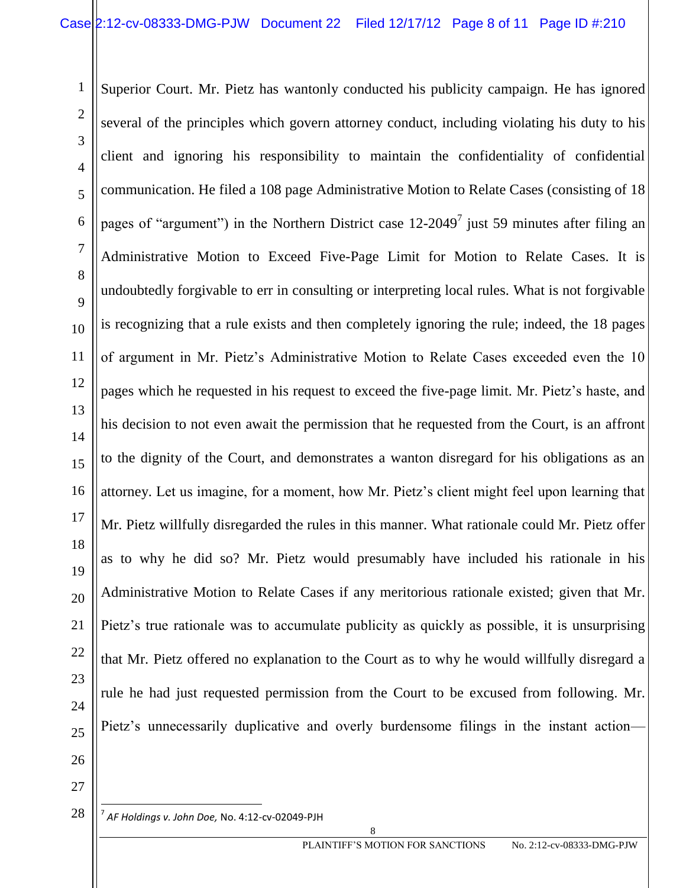Superior Court. Mr. Pietz has wantonly conducted his publicity campaign. He has ignored several of the principles which govern attorney conduct, including violating his duty to his client and ignoring his responsibility to maintain the confidentiality of confidential communication. He filed a 108 page Administrative Motion to Relate Cases (consisting of 18 pages of "argument") in the Northern District case 12-2049[7] just 59 minutes after filing an Administrative Motion to Exceed Five-Page Limit for Motion to Relate Cases. It is undoubtedly forgivable to err in consulting or interpreting local rules. What is not forgivable is recognizing that a rule exists and then completely ignoring the rule; indeed, the 18 pages of argument in Mr. Pietz's Administrative Motion to Relate Cases exceeded even the 10 pages which he requested in his request to exceed the five-page limit. Mr. Pietz's haste, and his decision to not even await the permission that he requested from the Court, is an affront to the dignity of the Court, and demonstrates a wanton disregard for his obligations as an attorney. Let us imagine, for a moment, how Mr. Pietz's client might feel upon learning that Mr. Pietz willfully disregarded the rules in this manner. What rationale could Mr. Pietz offer as to why he did so? Mr. Pietz would presumably have included his rationale in his Administrative Motion to Relate Cases if any meritorious rationale existed; given that Mr. Pietz's true rationale was to accumulate publicity as quickly as possible, it is unsurprising that Mr. Pietz offered no explanation to the Court as to why he would willfully disregard a rule he had just requested permission from the Court to be excused from following. Mr. Pietz's unnecessarily duplicative and overly burdensome filings in the instant action—

[7] *AF Holdings v. John Doe,* No. 4:12-cv-02049-PJH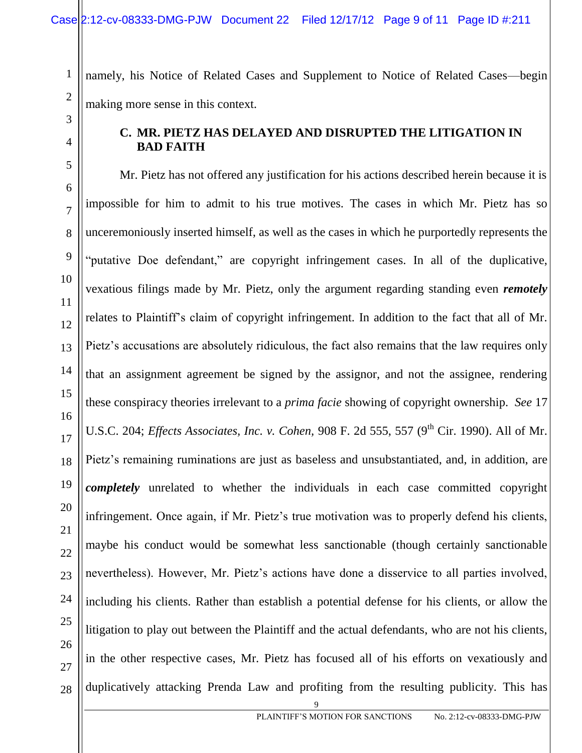namely, his Notice of Related Cases and Supplement to Notice of Related Cases—begin making more sense in this context.

### C. MR. PIETZ HAS DELAYED AND DISRUPTED THE LITIGATION IN BAD FAITH

Mr. Pietz has not offered any justification for his actions described herein because it is impossible for him to admit to his true motives. The cases in which Mr. Pietz has so unceremoniously inserted himself, as well as the cases in which he purportedly represents the "putative Doe defendant," are copyright infringement cases. In all of the duplicative, vexatious filings made by Mr. Pietz, only the argument regarding standing even ***remotely*** relates to Plaintiff's claim of copyright infringement. In addition to the fact that all of Mr. Pietz's accusations are absolutely ridiculous, the fact also remains that the law requires only that an assignment agreement be signed by the assignor, and not the assignee, rendering these conspiracy theories irrelevant to a *prima facie* showing of copyright ownership. *See* 17 U.S.C. 204; *Effects Associates, Inc. v. Cohen*, 908 F. 2d 555, 557 (9th Cir. 1990). All of Mr. Pietz's remaining ruminations are just as baseless and unsubstantiated, and, in addition, are ***completely*** unrelated to whether the individuals in each case committed copyright infringement. Once again, if Mr. Pietz's true motivation was to properly defend his clients, maybe his conduct would be somewhat less sanctionable (though certainly sanctionable nevertheless). However, Mr. Pietz's actions have done a disservice to all parties involved, including his clients. Rather than establish a potential defense for his clients, or allow the litigation to play out between the Plaintiff and the actual defendants, who are not his clients, in the other respective cases, Mr. Pietz has focused all of his efforts on vexatiously and duplicatively attacking Prenda Law and profiting from the resulting publicity. This has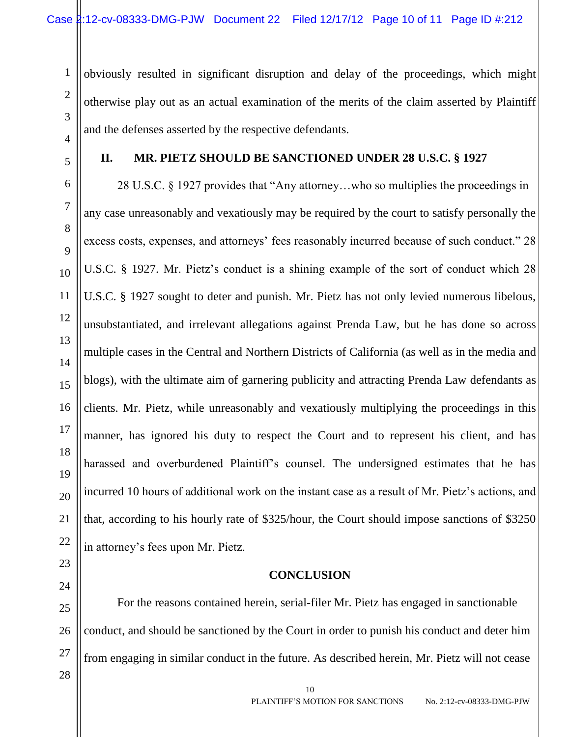obviously resulted in significant disruption and delay of the proceedings, which might otherwise play out as an actual examination of the merits of the claim asserted by Plaintiff and the defenses asserted by the respective defendants.

## II. MR. PIETZ SHOULD BE SANCTIONED UNDER 28 U.S.C. § 1927

28 U.S.C. § 1927 provides that "Any attorney…who so multiplies the proceedings in any case unreasonably and vexatiously may be required by the court to satisfy personally the excess costs, expenses, and attorneys' fees reasonably incurred because of such conduct." 28 U.S.C. § 1927. Mr. Pietz's conduct is a shining example of the sort of conduct which 28 U.S.C. § 1927 sought to deter and punish. Mr. Pietz has not only levied numerous libelous, unsubstantiated, and irrelevant allegations against Prenda Law, but he has done so across multiple cases in the Central and Northern Districts of California (as well as in the media and blogs), with the ultimate aim of garnering publicity and attracting Prenda Law defendants as clients. Mr. Pietz, while unreasonably and vexatiously multiplying the proceedings in this manner, has ignored his duty to respect the Court and to represent his client, and has harassed and overburdened Plaintiff's counsel. The undersigned estimates that he has incurred 10 hours of additional work on the instant case as a result of Mr. Pietz's actions, and that, according to his hourly rate of $325/hour, the Court should impose sanctions of $3250 in attorney's fees upon Mr. Pietz.

## CONCLUSION

For the reasons contained herein, serial-filer Mr. Pietz has engaged in sanctionable conduct, and should be sanctioned by the Court in order to punish his conduct and deter him from engaging in similar conduct in the future. As described herein, Mr. Pietz will not cease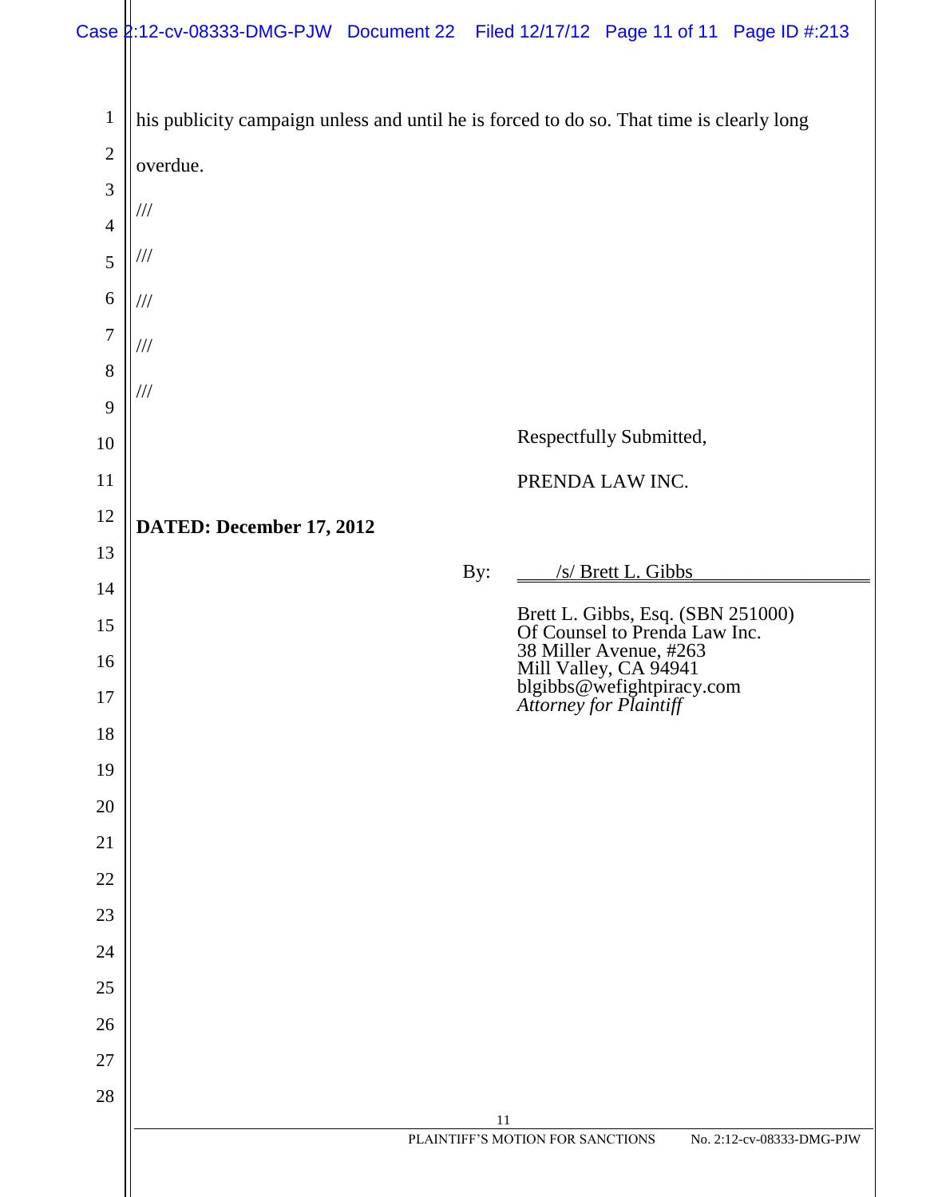his publicity campaign unless and until he is forced to do so. That time is clearly long overdue.

///

///

///

///

///

Respectfully Submitted,

PRENDA LAW INC.

**DATED: December 17, 2012**

By: /s/ Brett L. Gibbs

Brett L. Gibbs, Esq. (SBN 251000)
Of Counsel to Prenda Law Inc.
38 Miller Avenue, #263
Mill Valley, CA 94941
blgibbs@wefightpiracy.com
*Attorney for Plaintiff*